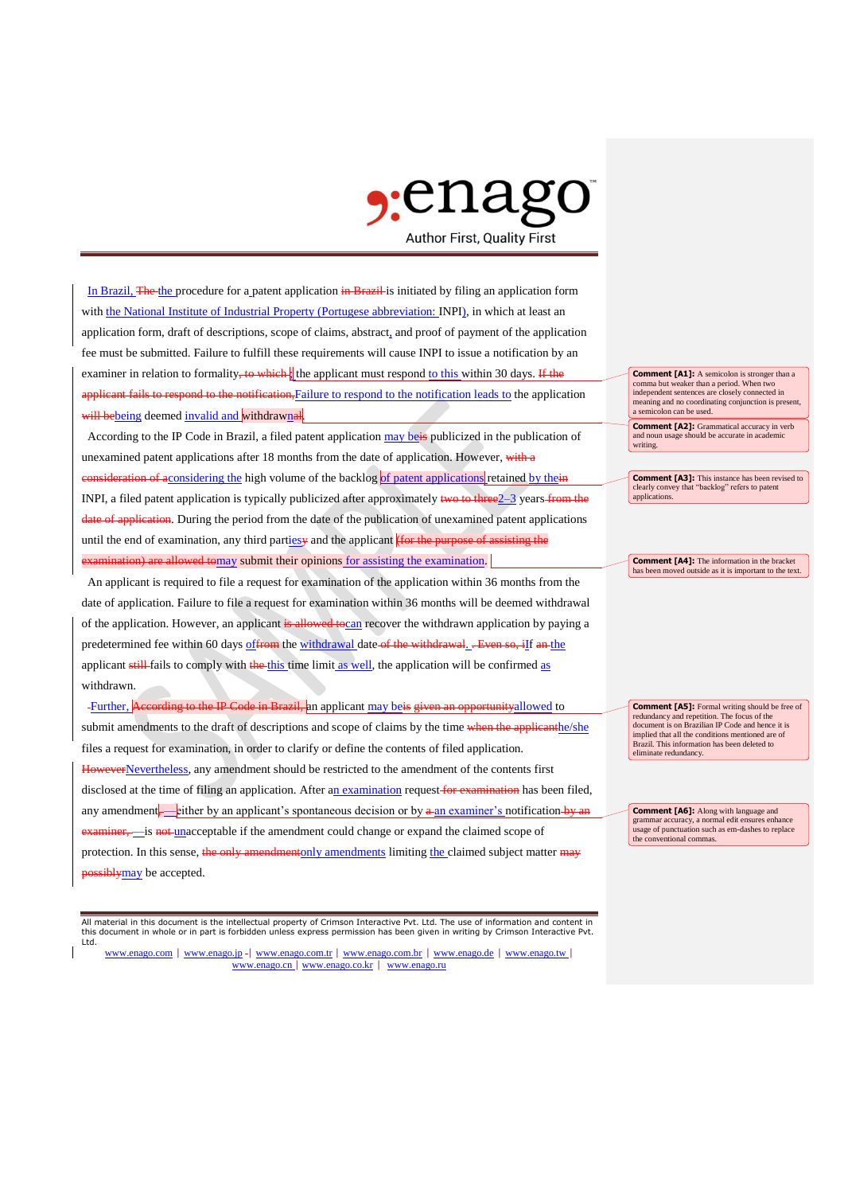In Brazil, ~~The~~ the procedure for a patent application ~~in Brazil~~ is initiated by filing an application form with the National Institute of Industrial Property (Portugese abbreviation: INPI), in which at least an application form, draft of descriptions, scope of claims, abstract, and proof of payment of the application fee must be submitted. Failure to fulfill these requirements will cause INPI to issue a notification by an examiner in relation to formality~~, to which~~; the applicant must respond to this within 30 days. ~~If the applicant fails to respond to the notification,~~ Failure to respond to the notification leads to the application ~~will be~~being deemed invalid and withdrawn~~al~~.

According to the IP Code in Brazil, a filed patent application may be~~is~~ publicized in the publication of unexamined patent applications after 18 months from the date of application. However, ~~with a consideration of a~~considering the high volume of the backlog of patent applications retained by the~~in~~ INPI, a filed patent application is typically publicized after approximately ~~two to three~~2–3 years ~~from the date of application~~. During the period from the date of the publication of unexamined patent applications until the end of examination, any third parties~~y~~ and the applicant ~~(for the purpose of assisting the examination) are allowed to~~may submit their opinions for assisting the examination.

An applicant is required to file a request for examination of the application within 36 months from the date of application. Failure to file a request for examination within 36 months will be deemed withdrawal of the application. However, an applicant ~~is allowed to~~can recover the withdrawn application by paying a predetermined fee within 60 days of~~from~~ the withdrawal date ~~of the withdrawal~~. ~~Even so, i~~If ~~an~~ the applicant ~~still~~ fails to comply with ~~the~~ this time limit as well, the application will be confirmed as withdrawn.

Further, ~~According to the IP Code in Brazil,~~ an applicant may be~~is given an opportunity~~allowed to submit amendments to the draft of descriptions and scope of claims by the time ~~when the applicant~~he/she files a request for examination, in order to clarify or define the contents of filed application. ~~However~~Nevertheless, any amendment should be restricted to the amendment of the contents first disclosed at the time of filing an application. After an examination request ~~for examination~~ has been filed, any amendment~~,~~—either by an applicant's spontaneous decision or by ~~a~~ an examiner's notification ~~by an examiner,~~—is ~~not~~ unacceptable if the amendment could change or expand the claimed scope of protection. In this sense, ~~the only amendment~~only amendments limiting the claimed subject matter ~~may possibly~~may be accepted.

**Comment [A1]:** A semicolon is stronger than a comma but weaker than a period. When two independent sentences are closely connected in meaning and no coordinating conjunction is present, a semicolon can be used.

**Comment [A2]:** Grammatical accuracy in verb and noun usage should be accurate in academic writing.

**Comment [A3]:** This instance has been revised to clearly convey that "backlog" refers to patent applications.

**Comment [A4]:** The information in the bracket has been moved outside as it is important to the text.

**Comment [A5]:** Formal writing should be free of redundancy and repetition. The focus of the document is on Brazilian IP Code and hence it is implied that all the conditions mentioned are of Brazil. This information has been deleted to eliminate redundancy.

**Comment [A6]:** Along with language and grammar accuracy, a normal edit ensures enhance usage of punctuation such as em-dashes to replace the conventional commas.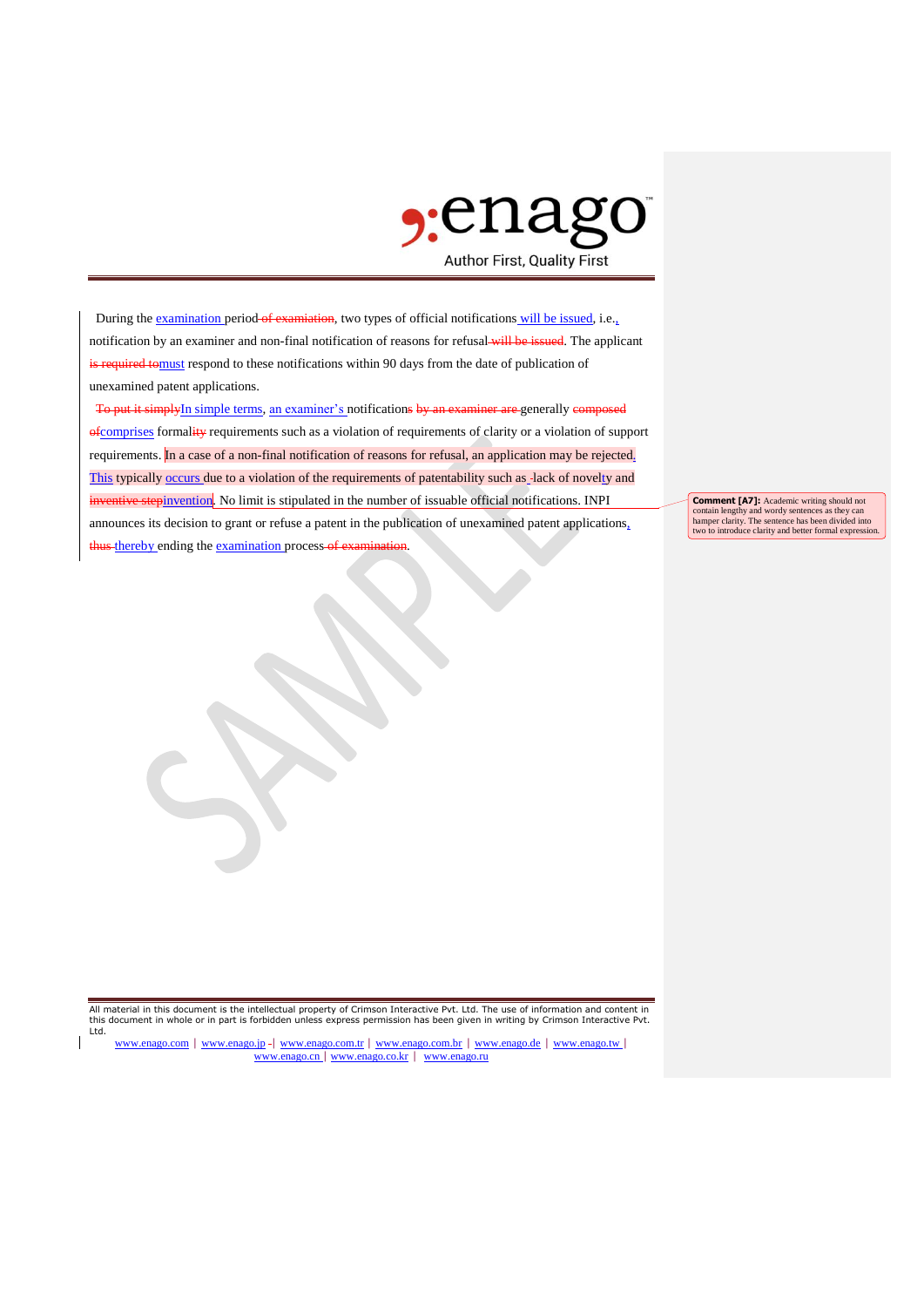During the examination period ~~of examiation~~, two types of official notifications will be issued, i.e., notification by an examiner and non-final notification of reasons for refusal ~~will be issued~~. The applicant ~~is required to~~must respond to these notifications within 90 days from the date of publication of unexamined patent applications.

~~To put it simply~~In simple terms, an examiner's notifications ~~by an examiner are~~ generally ~~composed of~~comprises formal~~ity~~ requirements such as a violation of requirements of clarity or a violation of support requirements. In a case of a non-final notification of reasons for refusal, an application may be rejected. This typically occurs due to a violation of the requirements of patentability such as lack of novelty and ~~inventive step~~invention. No limit is stipulated in the number of issuable official notifications. INPI announces its decision to grant or refuse a patent in the publication of unexamined patent applications, ~~thus~~ thereby ending the examination process ~~of examination~~.

**Comment [A7]:** Academic writing should not contain lengthy and wordy sentences as they can hamper clarity. The sentence has been divided into two to introduce clarity and better formal expression.